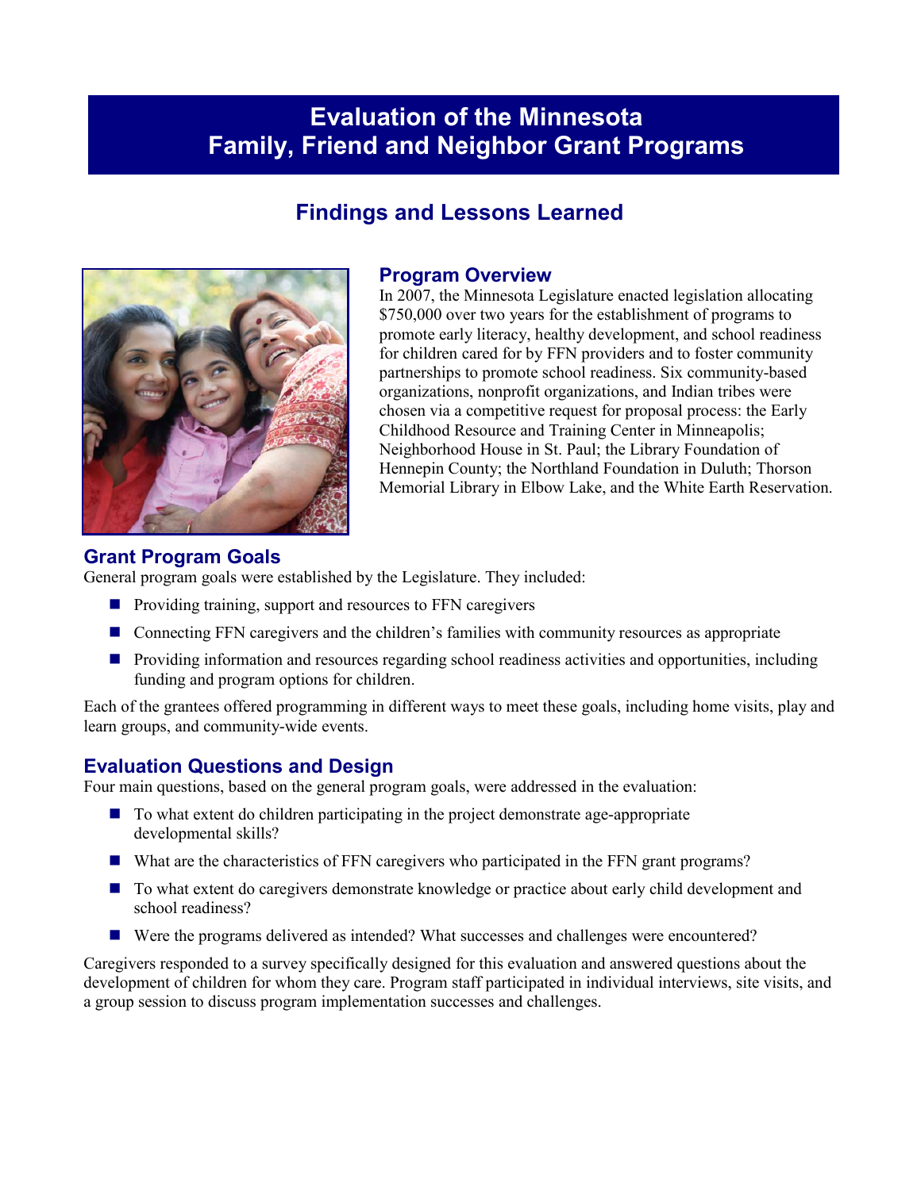# Evaluation of the Minnesota Family, Friend and Neighbor Grant Programs

## Findings and Lessons Learned

### Program Overview

In 2007, the Minnesota Legislature enacted legislation allocating $750,000 over two years for the establishment of programs to promote early literacy, healthy development, and school readiness for children cared for by FFN providers and to foster community partnerships to promote school readiness. Six community-based organizations, nonprofit organizations, and Indian tribes were chosen via a competitive request for proposal process: the Early Childhood Resource and Training Center in Minneapolis; Neighborhood House in St. Paul; the Library Foundation of Hennepin County; the Northland Foundation in Duluth; Thorson Memorial Library in Elbow Lake, and the White Earth Reservation.

### Grant Program Goals

General program goals were established by the Legislature. They included:

- Providing training, support and resources to FFN caregivers
- Connecting FFN caregivers and the children's families with community resources as appropriate
- Providing information and resources regarding school readiness activities and opportunities, including funding and program options for children.

Each of the grantees offered programming in different ways to meet these goals, including home visits, play and learn groups, and community-wide events.

### Evaluation Questions and Design

Four main questions, based on the general program goals, were addressed in the evaluation:

- To what extent do children participating in the project demonstrate age-appropriate developmental skills?
- What are the characteristics of FFN caregivers who participated in the FFN grant programs?
- To what extent do caregivers demonstrate knowledge or practice about early child development and school readiness?
- Were the programs delivered as intended? What successes and challenges were encountered?

Caregivers responded to a survey specifically designed for this evaluation and answered questions about the development of children for whom they care. Program staff participated in individual interviews, site visits, and a group session to discuss program implementation successes and challenges.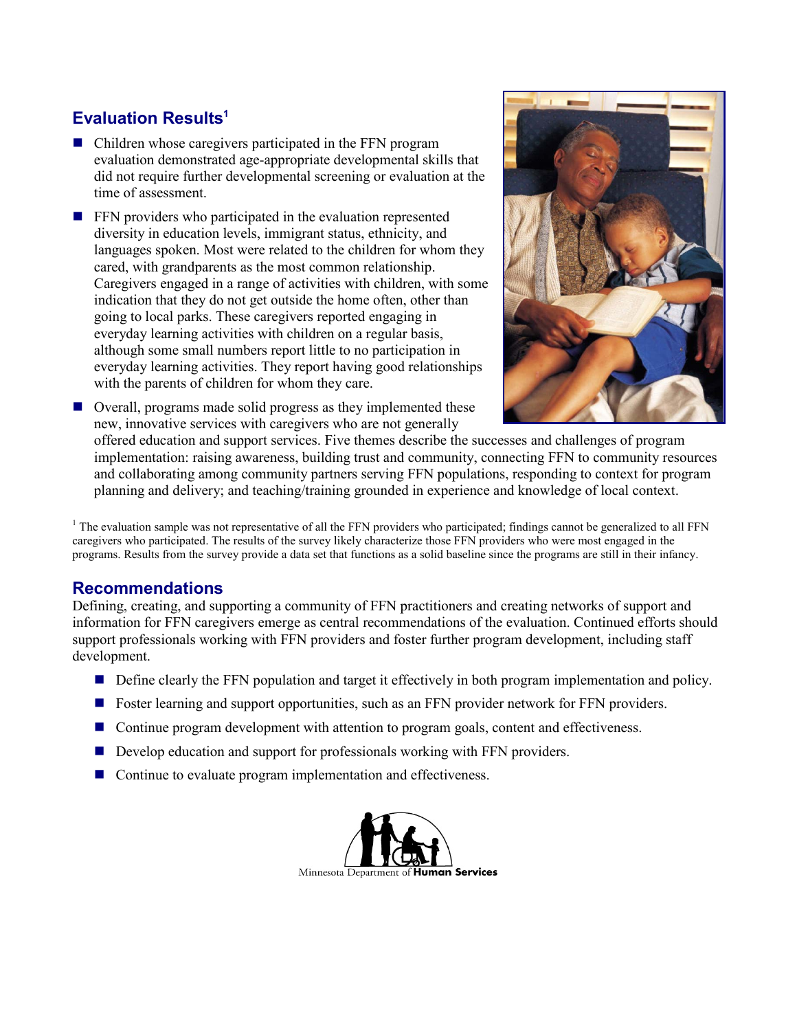## Evaluation Results[1]

- Children whose caregivers participated in the FFN program evaluation demonstrated age-appropriate developmental skills that did not require further developmental screening or evaluation at the time of assessment.
- FFN providers who participated in the evaluation represented diversity in education levels, immigrant status, ethnicity, and languages spoken. Most were related to the children for whom they cared, with grandparents as the most common relationship. Caregivers engaged in a range of activities with children, with some indication that they do not get outside the home often, other than going to local parks. These caregivers reported engaging in everyday learning activities with children on a regular basis, although some small numbers report little to no participation in everyday learning activities. They report having good relationships with the parents of children for whom they care.
- Overall, programs made solid progress as they implemented these new, innovative services with caregivers who are not generally offered education and support services. Five themes describe the successes and challenges of program implementation: raising awareness, building trust and community, connecting FFN to community resources and collaborating among community partners serving FFN populations, responding to context for program planning and delivery; and teaching/training grounded in experience and knowledge of local context.

[1] The evaluation sample was not representative of all the FFN providers who participated; findings cannot be generalized to all FFN caregivers who participated. The results of the survey likely characterize those FFN providers who were most engaged in the programs. Results from the survey provide a data set that functions as a solid baseline since the programs are still in their infancy.

## Recommendations

Defining, creating, and supporting a community of FFN practitioners and creating networks of support and information for FFN caregivers emerge as central recommendations of the evaluation. Continued efforts should support professionals working with FFN providers and foster further program development, including staff development.

- Define clearly the FFN population and target it effectively in both program implementation and policy.
- Foster learning and support opportunities, such as an FFN provider network for FFN providers.
- Continue program development with attention to program goals, content and effectiveness.
- Develop education and support for professionals working with FFN providers.
- Continue to evaluate program implementation and effectiveness.

Minnesota Department of **Human Services**